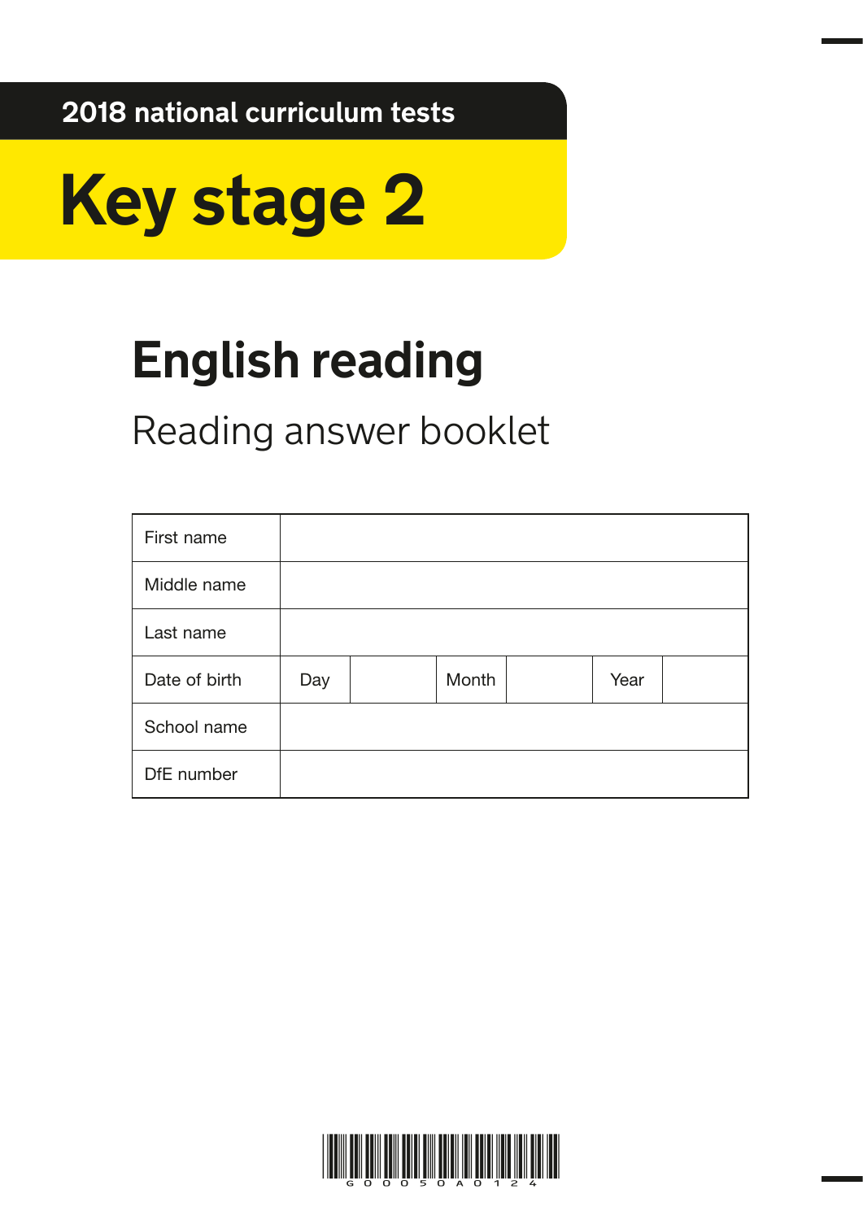2018 national curriculum tests

# Key stage 2

## English reading

Reading answer booklet

| First name | | | | | | |
|---|---|---|---|---|---|---|
| Middle name | | | | | | |
| Last name | | | | | | |
| Date of birth | Day | | Month | | Year | |
| School name | | | | | | |
| DfE number | | | | | | |

G 0 0 0 5 0 A 0 1 2 4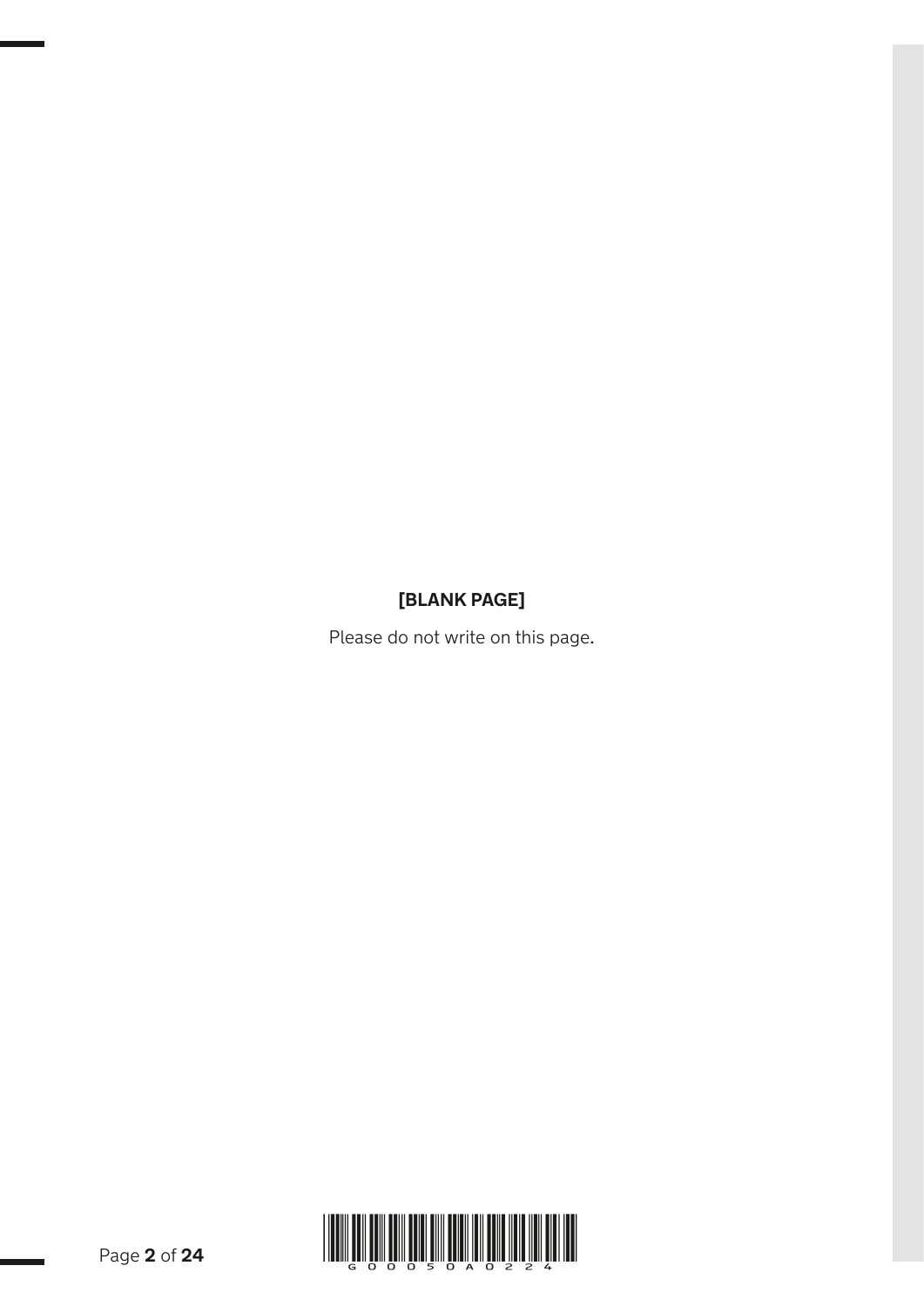**[BLANK PAGE]**

Please do not write on this page.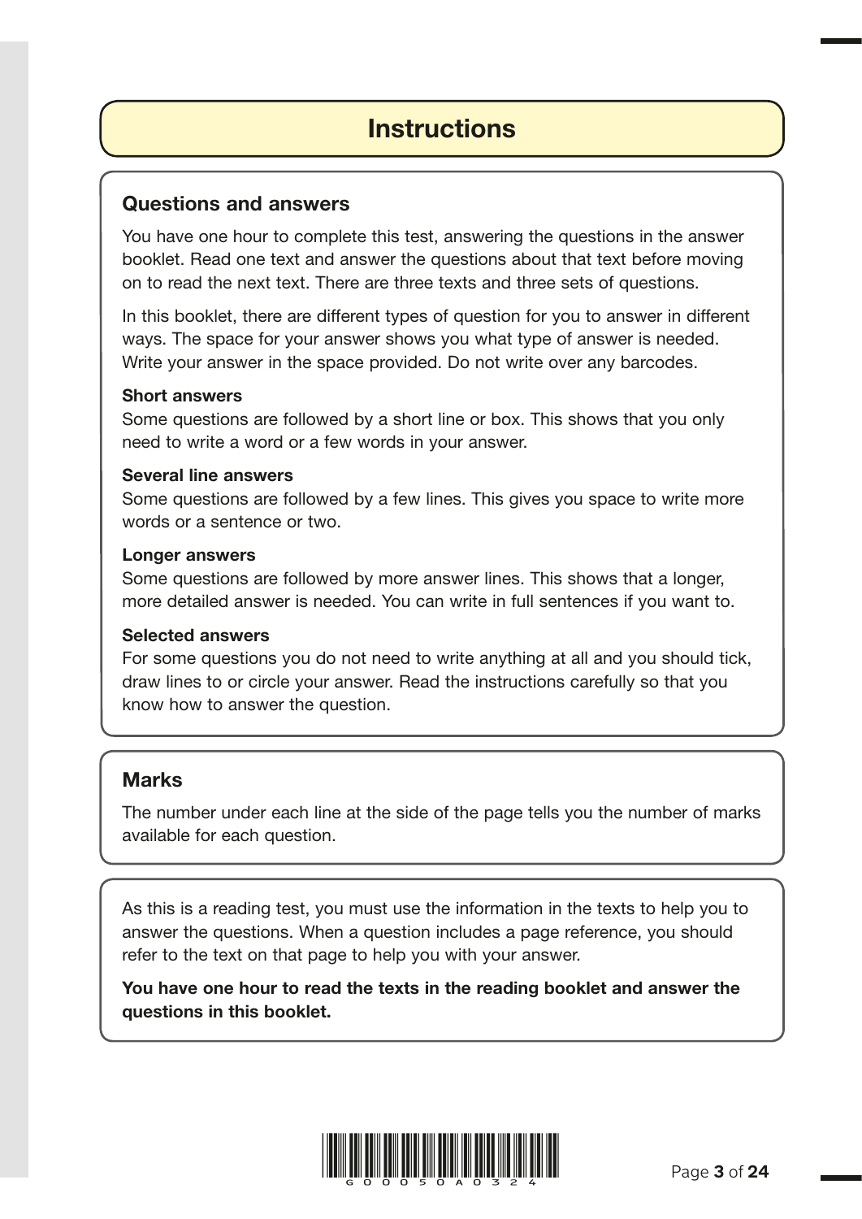# Instructions

## Questions and answers

You have one hour to complete this test, answering the questions in the answer booklet. Read one text and answer the questions about that text before moving on to read the next text. There are three texts and three sets of questions.

In this booklet, there are different types of question for you to answer in different ways. The space for your answer shows you what type of answer is needed. Write your answer in the space provided. Do not write over any barcodes.

**Short answers**
Some questions are followed by a short line or box. This shows that you only need to write a word or a few words in your answer.

**Several line answers**
Some questions are followed by a few lines. This gives you space to write more words or a sentence or two.

**Longer answers**
Some questions are followed by more answer lines. This shows that a longer, more detailed answer is needed. You can write in full sentences if you want to.

**Selected answers**
For some questions you do not need to write anything at all and you should tick, draw lines to or circle your answer. Read the instructions carefully so that you know how to answer the question.

## Marks

The number under each line at the side of the page tells you the number of marks available for each question.

As this is a reading test, you must use the information in the texts to help you to answer the questions. When a question includes a page reference, you should refer to the text on that page to help you with your answer.

**You have one hour to read the texts in the reading booklet and answer the questions in this booklet.**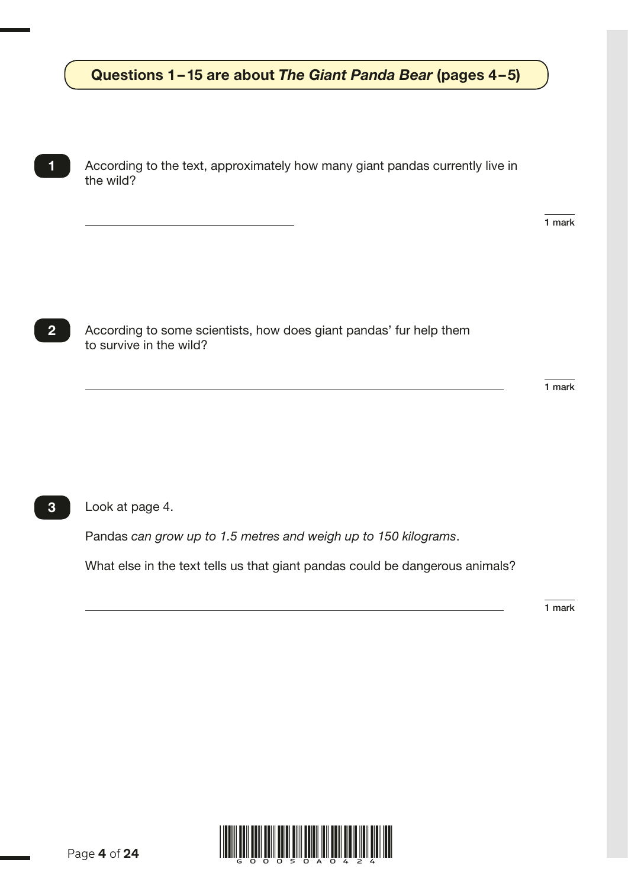**Questions 1 – 15 are about *The Giant Panda Bear* (pages 4 – 5)**

**1** According to the text, approximately how many giant pandas currently live in the wild?

\_\_\_\_\_\_\_\_\_\_\_\_\_\_\_\_\_\_\_\_\_\_\_\_\_\_\_\_\_\_

1 mark

**2** According to some scientists, how does giant pandas' fur help them to survive in the wild?

\_\_\_\_\_\_\_\_\_\_\_\_\_\_\_\_\_\_\_\_\_\_\_\_\_\_\_\_\_\_\_\_\_\_\_\_\_\_\_\_\_\_\_\_\_\_\_\_\_\_\_\_\_\_\_\_\_\_\_\_

1 mark

**3** Look at page 4.

Pandas *can grow up to 1.5 metres and weigh up to 150 kilograms*.

What else in the text tells us that giant pandas could be dangerous animals?

\_\_\_\_\_\_\_\_\_\_\_\_\_\_\_\_\_\_\_\_\_\_\_\_\_\_\_\_\_\_\_\_\_\_\_\_\_\_\_\_\_\_\_\_\_\_\_\_\_\_\_\_\_\_\_\_\_\_\_\_

1 mark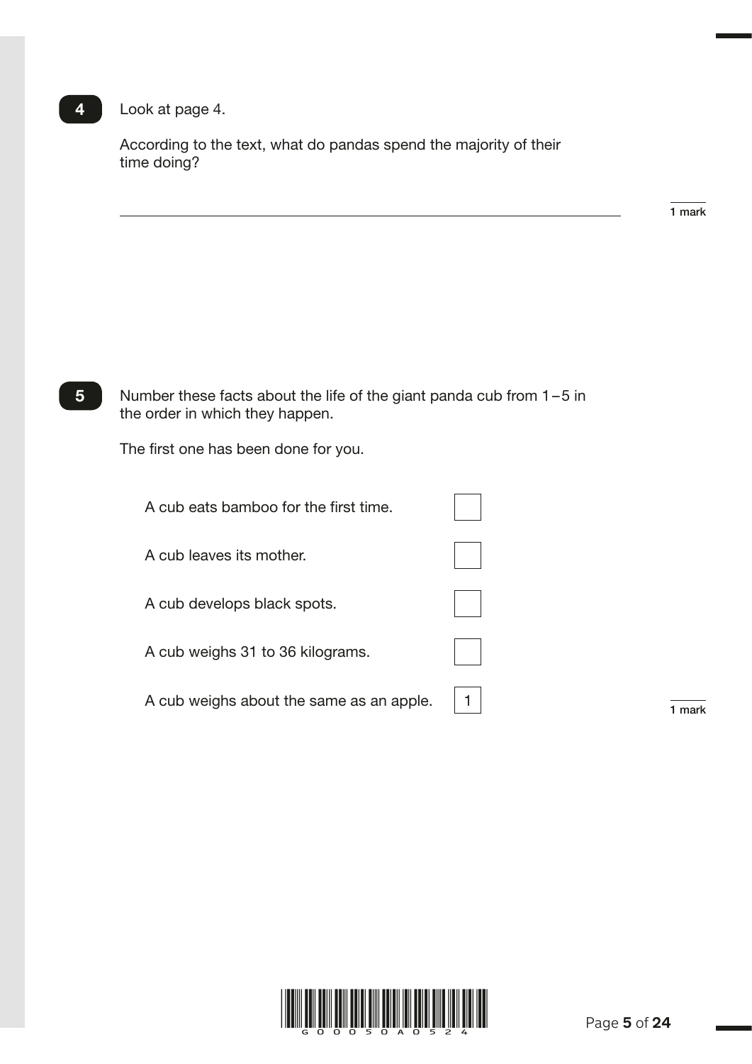**4** Look at page 4.

According to the text, what do pandas spend the majority of their time doing?

\_\_\_\_\_\_\_\_\_\_\_\_\_\_\_\_\_\_\_\_\_\_\_\_\_\_\_\_\_\_\_\_\_\_\_\_\_\_\_\_\_\_\_\_\_\_\_\_

1 mark

**5** Number these facts about the life of the giant panda cub from 1–5 in the order in which they happen.

The first one has been done for you.

| | |
|---|---|
| A cub eats bamboo for the first time. | ☐ |
| A cub leaves its mother. | ☐ |
| A cub develops black spots. | ☐ |
| A cub weighs 31 to 36 kilograms. | ☐ |
| A cub weighs about the same as an apple. | 1 |

1 mark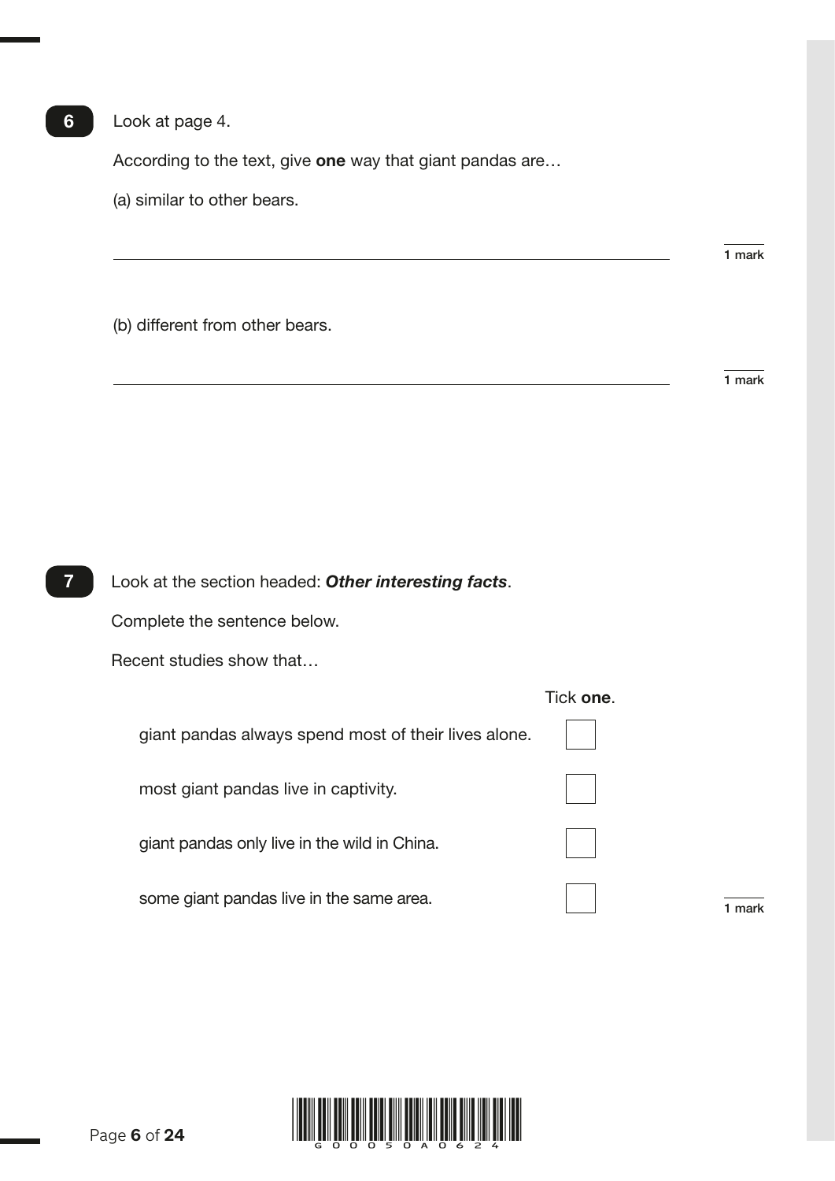**6** Look at page 4.

According to the text, give **one** way that giant pandas are…

(a) similar to other bears.

______________________________________________ 1 mark

(b) different from other bears.

______________________________________________ 1 mark

**7** Look at the section headed: ***Other interesting facts***.

Complete the sentence below.

Recent studies show that…

Tick **one**.

- giant pandas always spend most of their lives alone. ☐
- most giant pandas live in captivity. ☐
- giant pandas only live in the wild in China. ☐
- some giant pandas live in the same area. ☐

1 mark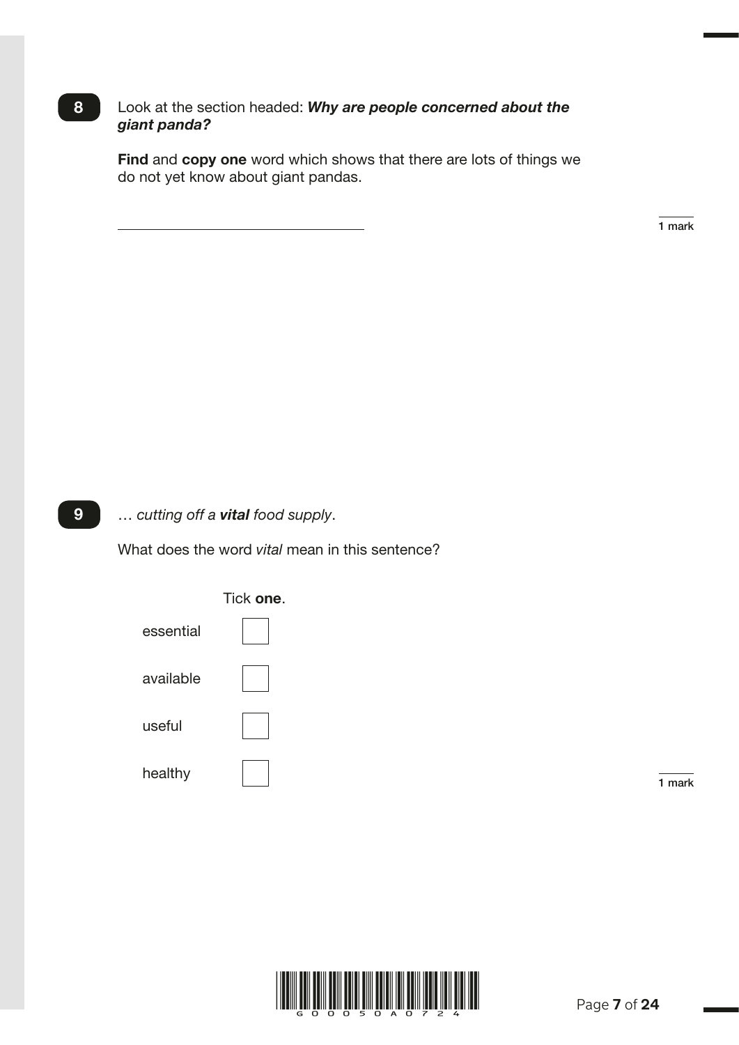**8** Look at the section headed: ***Why are people concerned about the giant panda?***

**Find** and **copy one** word which shows that there are lots of things we do not yet know about giant pandas.

\_\_\_\_\_\_\_\_\_\_\_\_\_\_\_\_\_\_\_\_\_\_\_\_\_\_\_\_\_\_

1 mark

**9** … *cutting off a **vital** food supply*.

What does the word *vital* mean in this sentence?

Tick **one**.

| | |
|---|---|
| essential | ☐ |
| available | ☐ |
| useful | ☐ |
| healthy | ☐ |

1 mark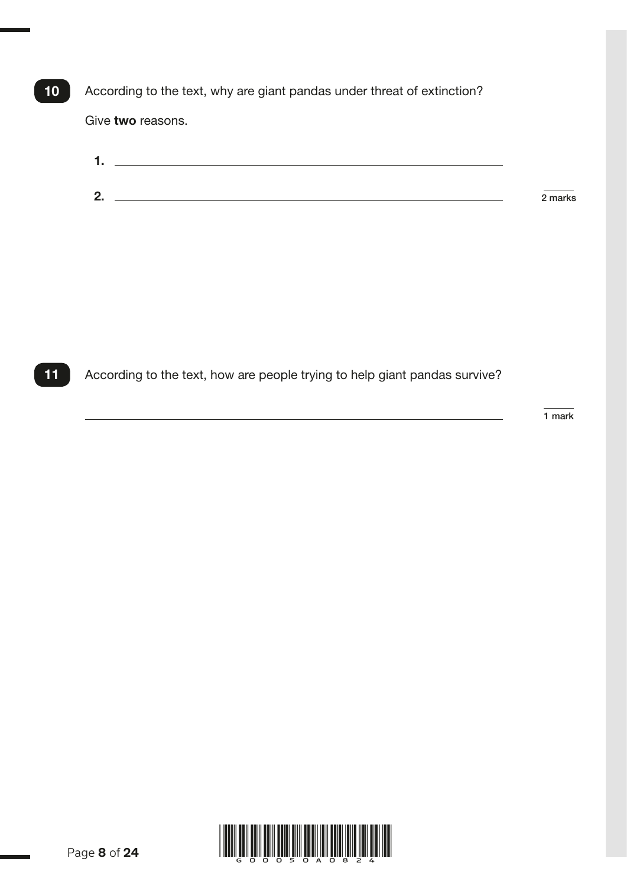**10** According to the text, why are giant pandas under threat of extinction?

Give **two** reasons.

1. ______________________________________________

2. ______________________________________________

2 marks

**11** According to the text, how are people trying to help giant pandas survive?

______________________________________________

1 mark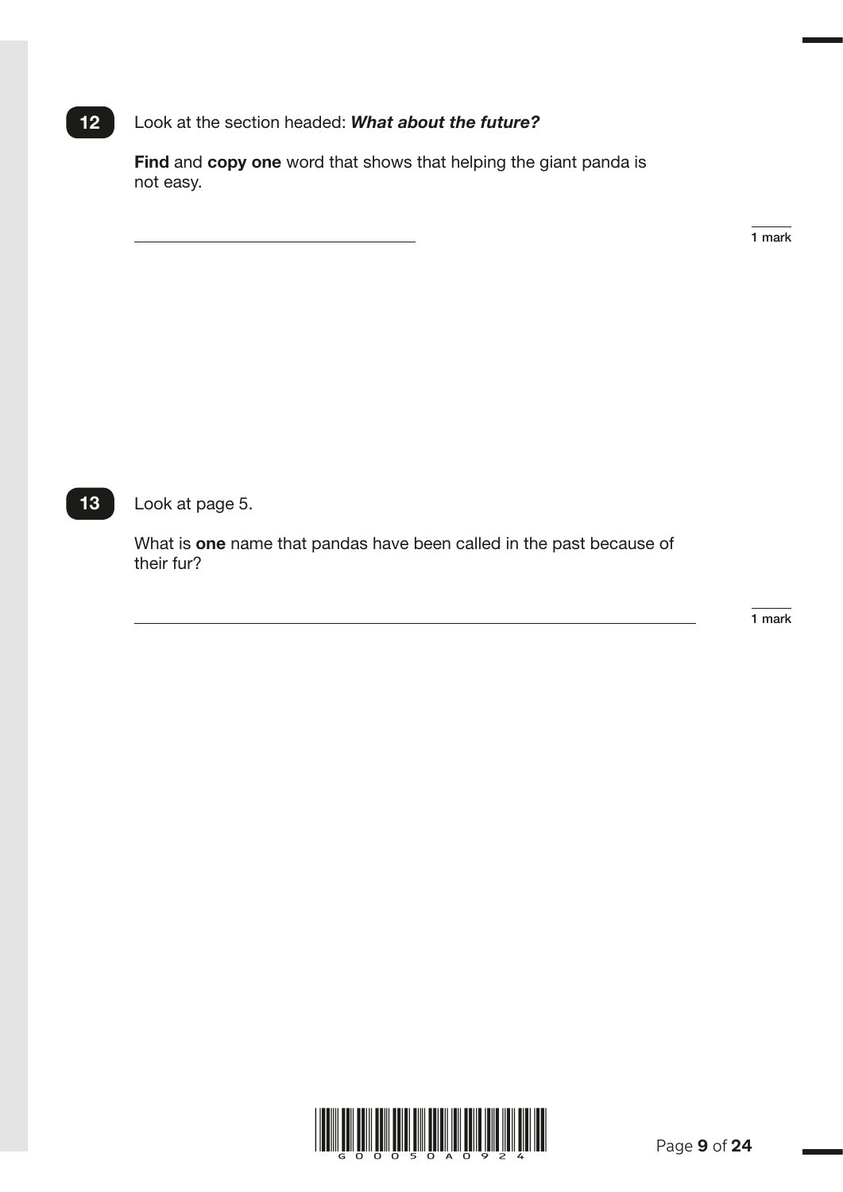**12** Look at the section headed: ***What about the future?***

**Find** and **copy one** word that shows that helping the giant panda is not easy.

\_\_\_\_\_\_\_\_\_\_\_\_\_\_\_\_\_\_\_\_\_\_\_\_\_\_\_\_\_\_

1 mark

**13** Look at page 5.

What is **one** name that pandas have been called in the past because of their fur?

\_\_\_\_\_\_\_\_\_\_\_\_\_\_\_\_\_\_\_\_\_\_\_\_\_\_\_\_\_\_\_\_\_\_\_\_\_\_\_\_\_\_\_\_\_\_\_\_\_\_\_\_\_\_\_\_

1 mark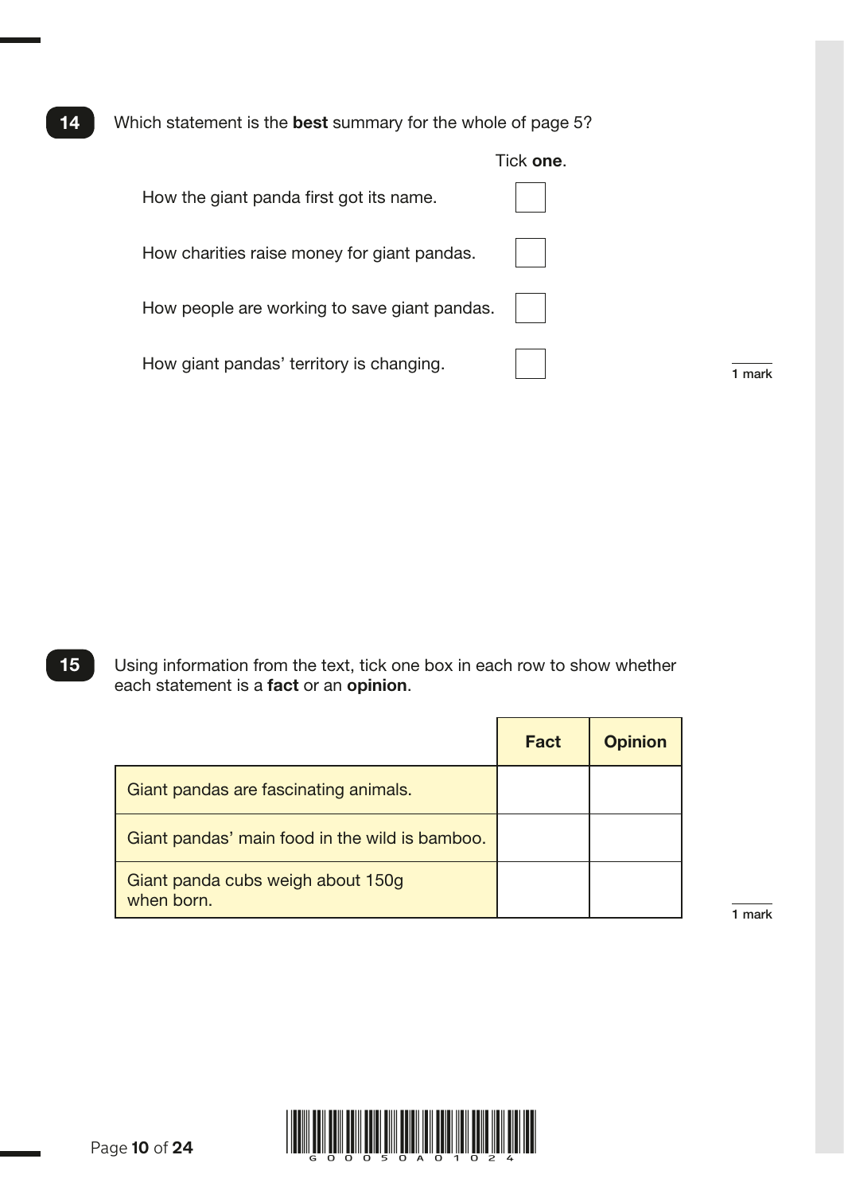**14** Which statement is the **best** summary for the whole of page 5?

Tick **one**.

| | |
|---|---|
| How the giant panda first got its name. | ☐ |
| How charities raise money for giant pandas. | ☐ |
| How people are working to save giant pandas. | ☐ |
| How giant pandas' territory is changing. | ☐ |

1 mark

**15** Using information from the text, tick one box in each row to show whether each statement is a **fact** or an **opinion**.

| | **Fact** | **Opinion** |
|---|---|---|
| Giant pandas are fascinating animals. | | |
| Giant pandas' main food in the wild is bamboo. | | |
| Giant panda cubs weigh about 150g when born. | | |

1 mark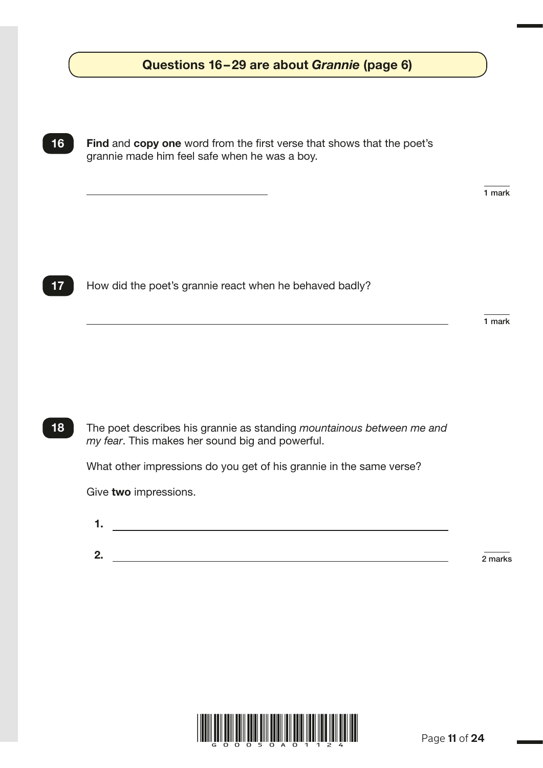## Questions 16 – 29 are about *Grannie* (page 6)

**16** **Find** and **copy** **one** word from the first verse that shows that the poet's grannie made him feel safe when he was a boy.

\_\_\_\_\_\_\_\_\_\_\_\_\_\_\_\_\_\_\_\_\_\_\_\_\_\_\_\_\_\_

1 mark

**17** How did the poet's grannie react when he behaved badly?

\_\_\_\_\_\_\_\_\_\_\_\_\_\_\_\_\_\_\_\_\_\_\_\_\_\_\_\_\_\_\_\_\_\_\_\_\_\_\_\_\_\_\_\_\_\_\_\_\_\_\_\_\_\_\_\_

1 mark

**18** The poet describes his grannie as standing *mountainous between me and my fear*. This makes her sound big and powerful.

What other impressions do you get of his grannie in the same verse?

Give **two** impressions.

1. \_\_\_\_\_\_\_\_\_\_\_\_\_\_\_\_\_\_\_\_\_\_\_\_\_\_\_\_\_\_\_\_\_\_\_\_\_\_\_\_\_\_\_\_\_\_\_\_\_\_

2. \_\_\_\_\_\_\_\_\_\_\_\_\_\_\_\_\_\_\_\_\_\_\_\_\_\_\_\_\_\_\_\_\_\_\_\_\_\_\_\_\_\_\_\_\_\_\_\_\_\_

2 marks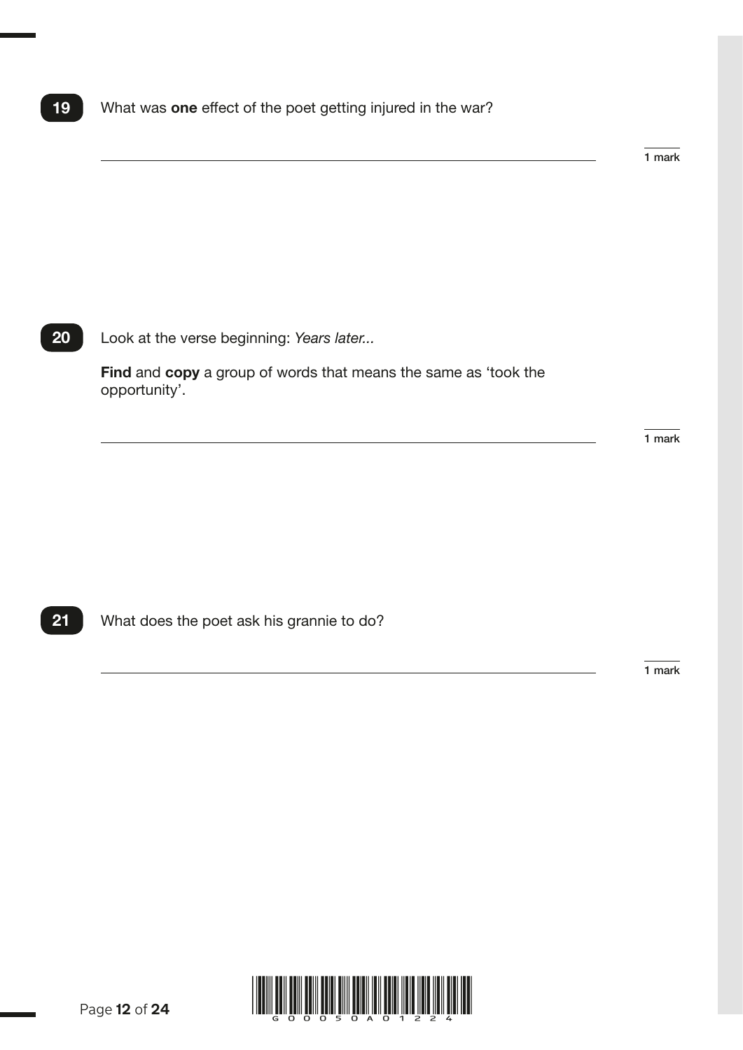**19** What was **one** effect of the poet getting injured in the war?

_______________________________________________ 1 mark

**20** Look at the verse beginning: *Years later...*

**Find** and **copy** a group of words that means the same as 'took the opportunity'.

_______________________________________________ 1 mark

**21** What does the poet ask his grannie to do?

_______________________________________________ 1 mark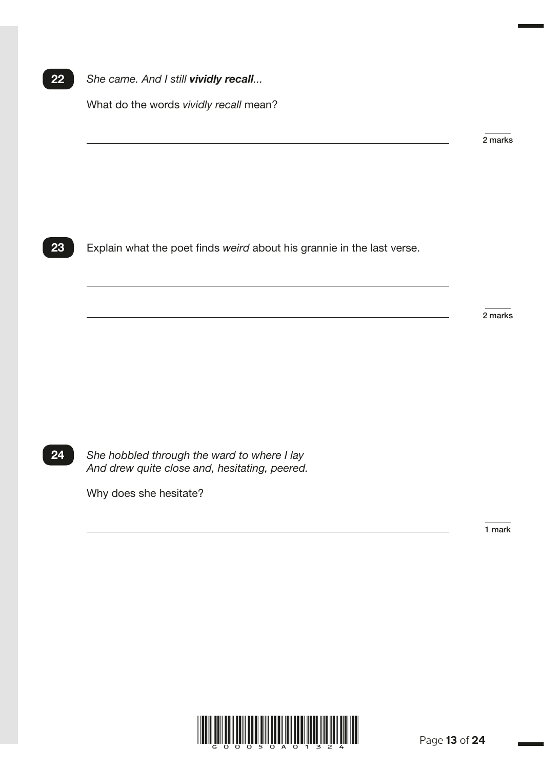**22** *She came. And I still **vividly recall**...*

What do the words *vividly recall* mean?

______________________________________________________________________ 2 marks

**23** Explain what the poet finds *weird* about his grannie in the last verse.

______________________________________________________________________

______________________________________________________________________ 2 marks

**24** *She hobbled through the ward to where I lay*
*And drew quite close and, hesitating, peered.*

Why does she hesitate?

______________________________________________________________________ 1 mark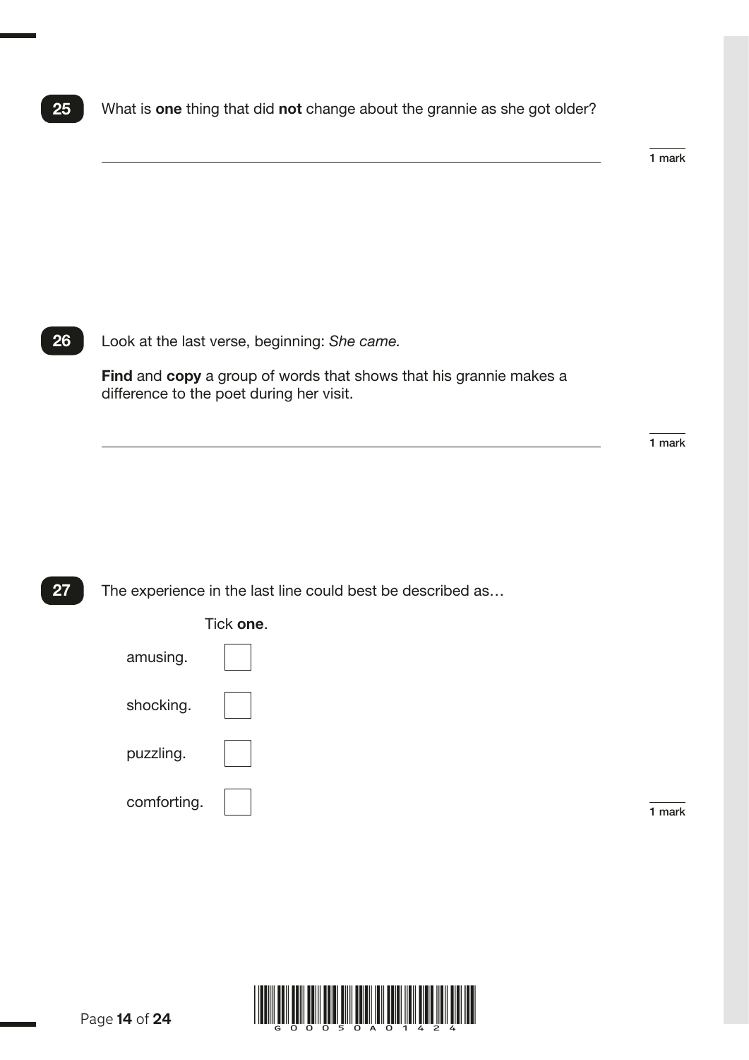**25** What is **one** thing that did **not** change about the grannie as she got older?

______________________________________________________________________

1 mark

**26** Look at the last verse, beginning: *She came.*

**Find** and **copy** a group of words that shows that his grannie makes a difference to the poet during her visit.

______________________________________________________________________

1 mark

**27** The experience in the last line could best be described as…

Tick **one**.

amusing. ☐

shocking. ☐

puzzling. ☐

comforting. ☐

1 mark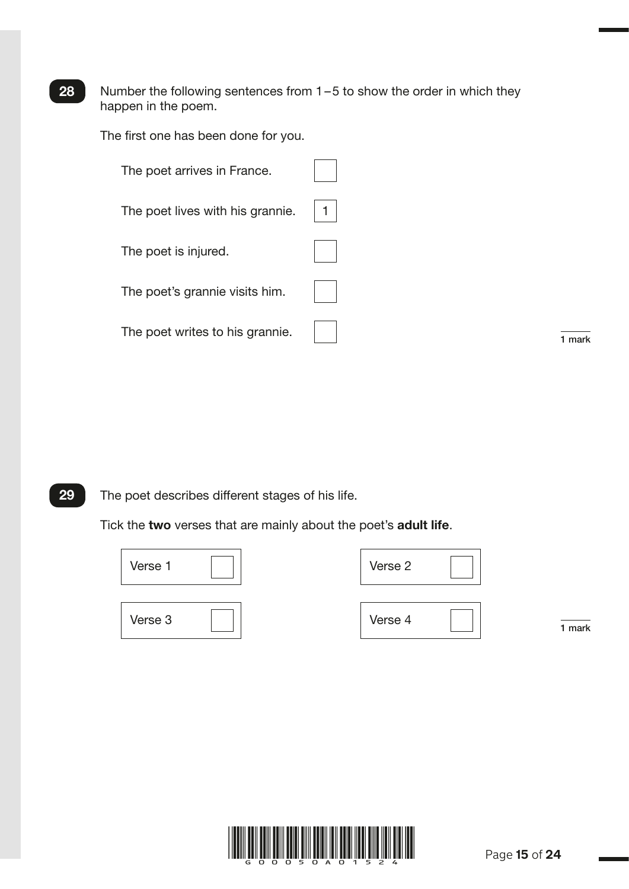**28** Number the following sentences from 1 – 5 to show the order in which they happen in the poem.

The first one has been done for you.

| | |
|---|---|
| The poet arrives in France. | |
| The poet lives with his grannie. | 1 |
| The poet is injured. | |
| The poet's grannie visits him. | |
| The poet writes to his grannie. | |

1 mark

**29** The poet describes different stages of his life.

Tick the **two** verses that are mainly about the poet's **adult life**.

| | |
|---|---|
| Verse 1 ☐ | Verse 2 ☐ |
| Verse 3 ☐ | Verse 4 ☐ |

1 mark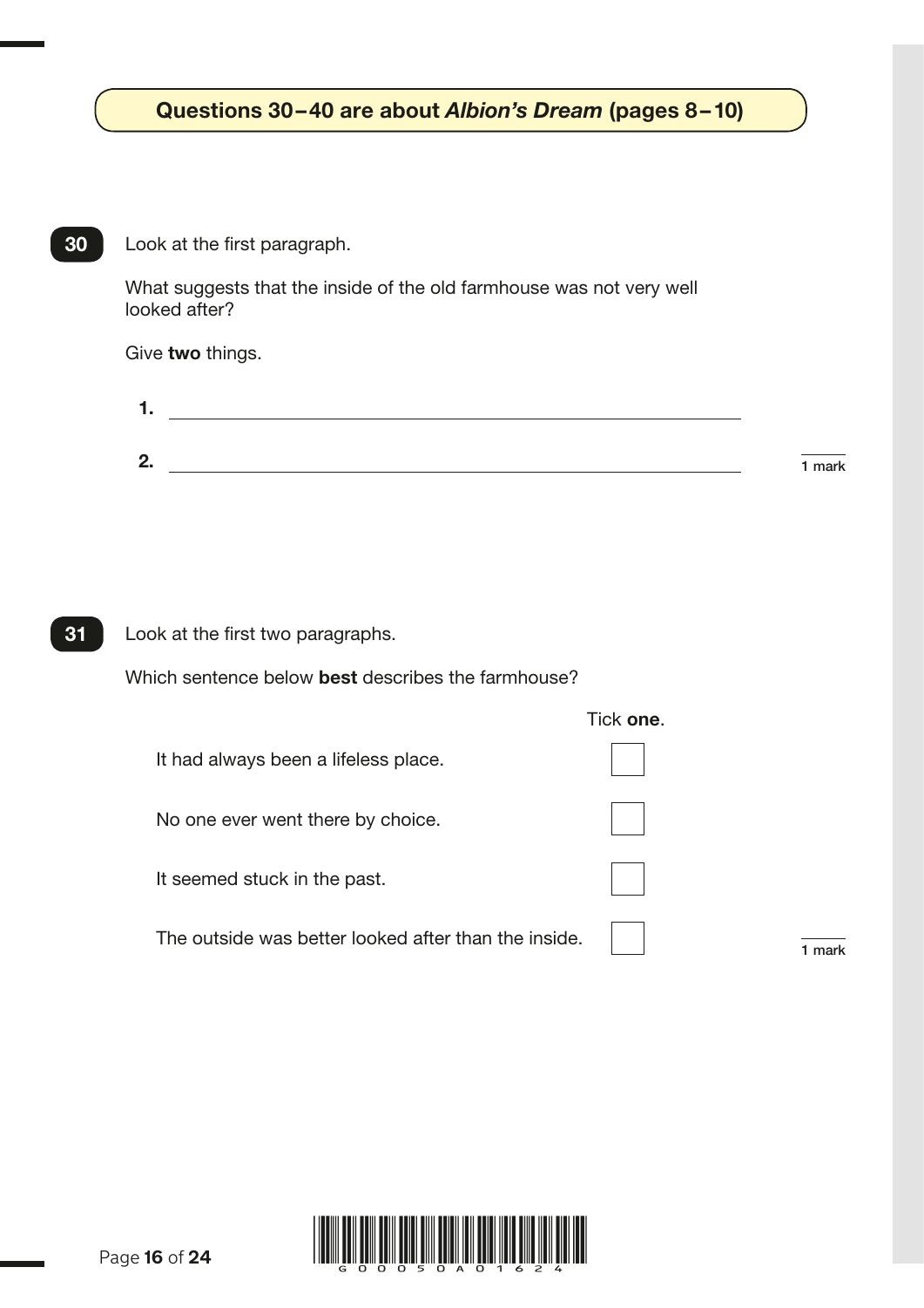## Questions 30–40 are about *Albion's Dream* (pages 8–10)

**30** Look at the first paragraph.

What suggests that the inside of the old farmhouse was not very well looked after?

Give **two** things.

**1.** ______________________________________________

**2.** ______________________________________________

1 mark

**31** Look at the first two paragraphs.

Which sentence below **best** describes the farmhouse?

Tick **one**.

| | |
|---|---|
| It had always been a lifeless place. | ☐ |
| No one ever went there by choice. | ☐ |
| It seemed stuck in the past. | ☐ |
| The outside was better looked after than the inside. | ☐ |

1 mark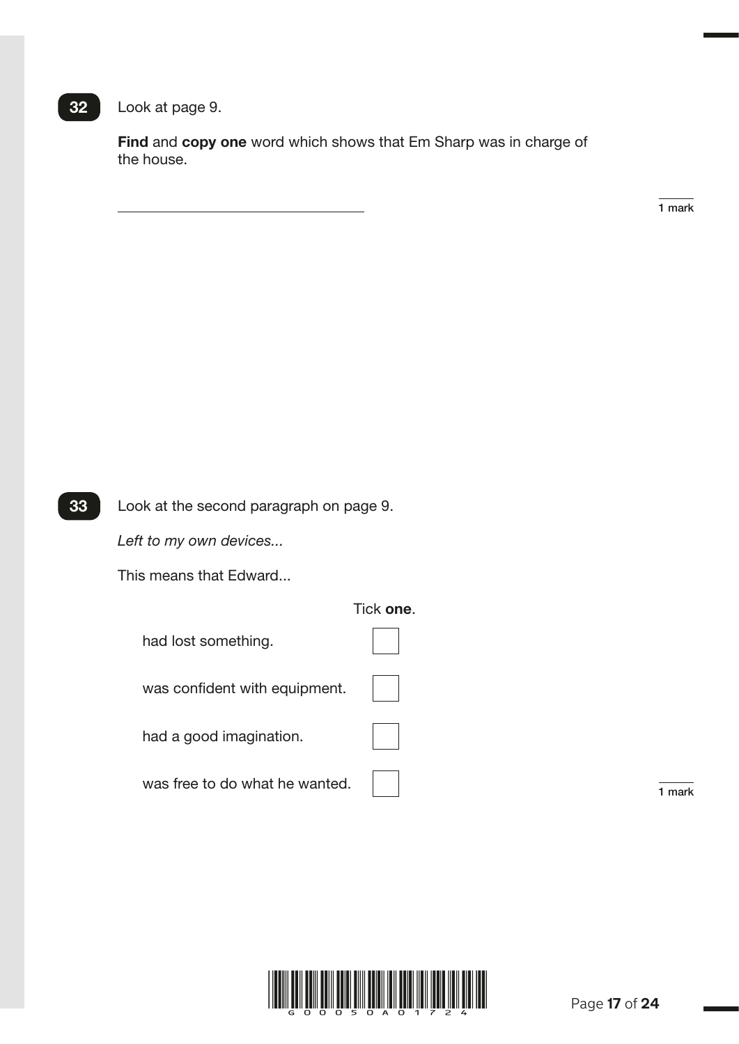**32** Look at page 9.

**Find** and **copy one** word which shows that Em Sharp was in charge of the house.

\_\_\_\_\_\_\_\_\_\_\_\_\_\_\_\_\_\_\_\_\_\_\_\_\_\_\_\_\_\_

1 mark

**33** Look at the second paragraph on page 9.

*Left to my own devices...*

This means that Edward...

Tick **one**.

| | |
|---|---|
| had lost something. | ☐ |
| was confident with equipment. | ☐ |
| had a good imagination. | ☐ |
| was free to do what he wanted. | ☐ |

1 mark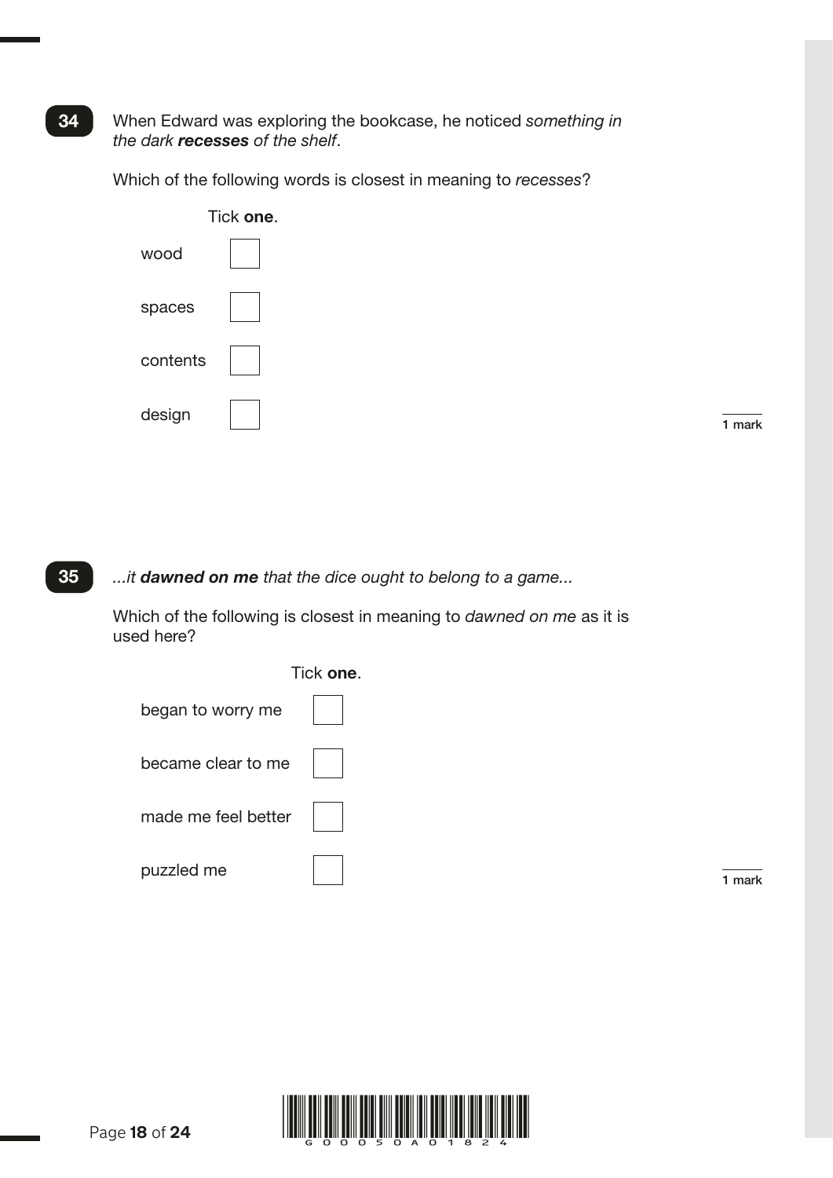**34** When Edward was exploring the bookcase, he noticed *something in the dark **recesses** of the shelf*.

Which of the following words is closest in meaning to *recesses*?

Tick **one**.

wood ☐

spaces ☐

contents ☐

design ☐

1 mark

**35** *...it **dawned on me** that the dice ought to belong to a game...*

Which of the following is closest in meaning to *dawned on me* as it is used here?

Tick **one**.

began to worry me ☐

became clear to me ☐

made me feel better ☐

puzzled me ☐

1 mark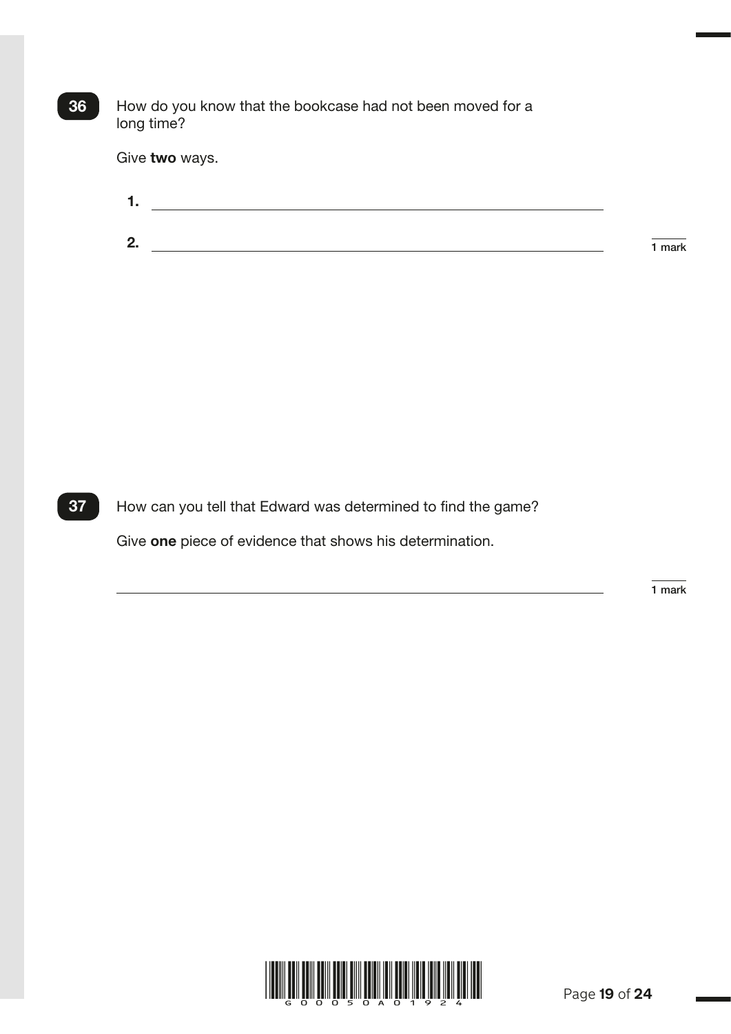**36** How do you know that the bookcase had not been moved for a long time?

Give **two** ways.

1. ______________________________

2. ______________________________

1 mark

**37** How can you tell that Edward was determined to find the game?

Give **one** piece of evidence that shows his determination.

______________________________

1 mark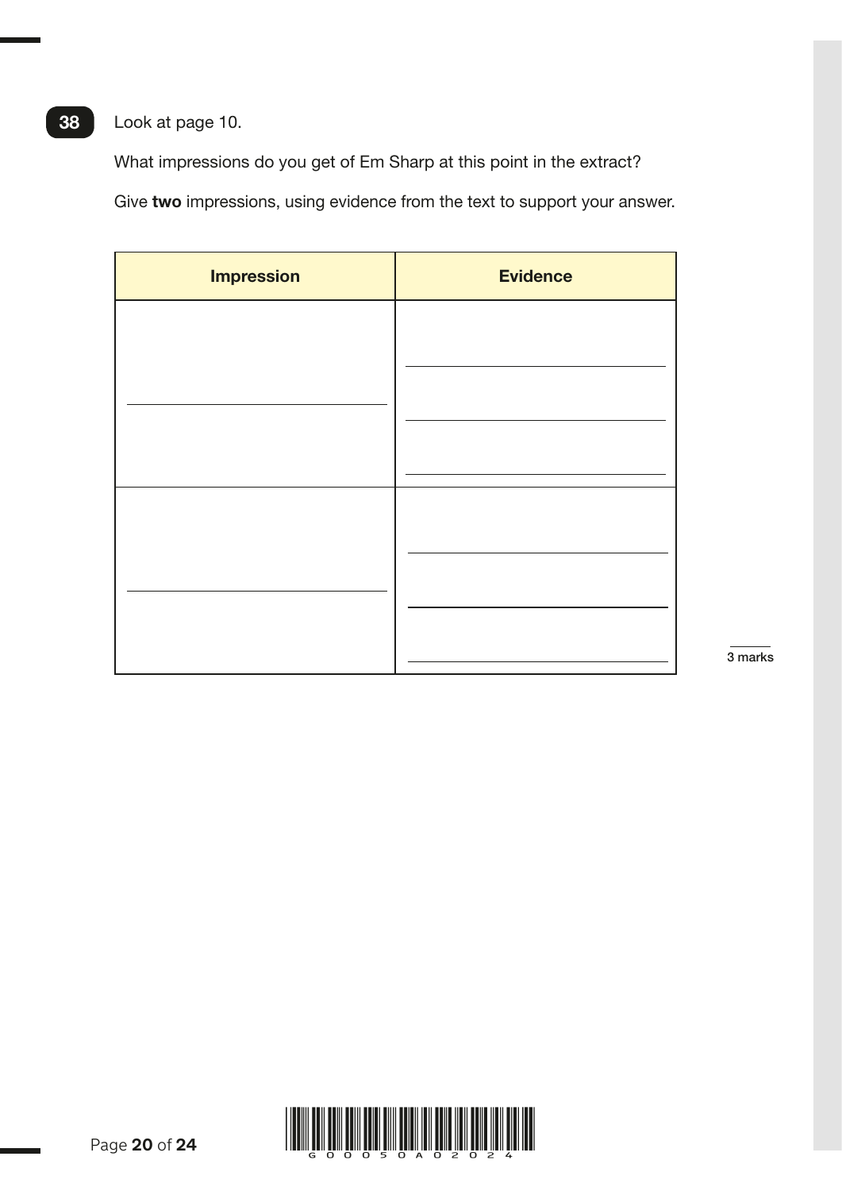**38** Look at page 10.

What impressions do you get of Em Sharp at this point in the extract?

Give **two** impressions, using evidence from the text to support your answer.

| Impression | Evidence |
| --- | --- |
| | |
| | |

3 marks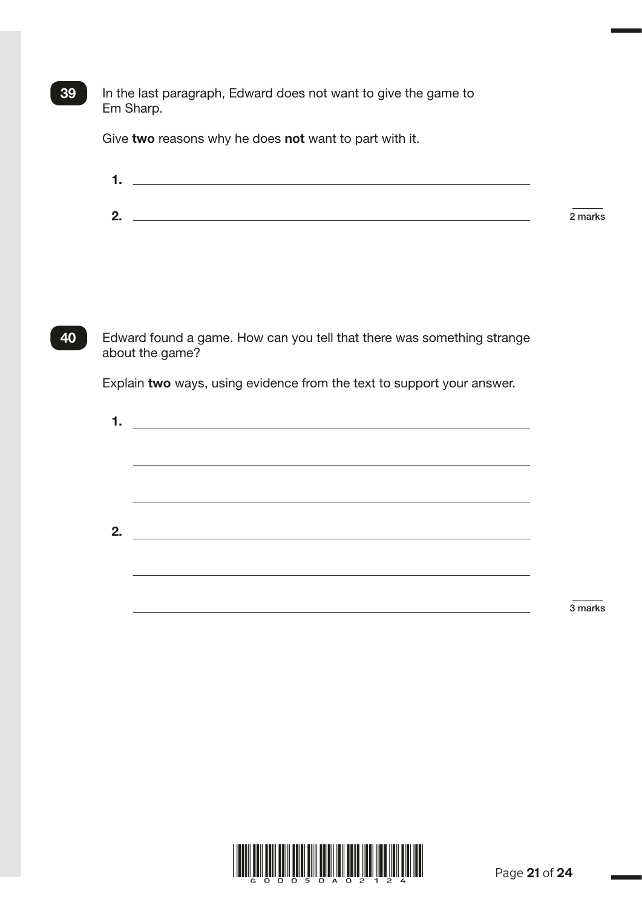**39** In the last paragraph, Edward does not want to give the game to Em Sharp.

Give **two** reasons why he does **not** want to part with it.

1. \_\_\_\_\_\_\_\_\_\_\_\_\_\_\_\_\_\_\_\_\_\_\_\_\_\_\_\_\_\_\_\_\_\_\_\_\_\_\_\_\_\_\_\_

2. \_\_\_\_\_\_\_\_\_\_\_\_\_\_\_\_\_\_\_\_\_\_\_\_\_\_\_\_\_\_\_\_\_\_\_\_\_\_\_\_\_\_\_\_

2 marks

**40** Edward found a game. How can you tell that there was something strange about the game?

Explain **two** ways, using evidence from the text to support your answer.

1. \_\_\_\_\_\_\_\_\_\_\_\_\_\_\_\_\_\_\_\_\_\_\_\_\_\_\_\_\_\_\_\_\_\_\_\_\_\_\_\_\_\_\_\_

\_\_\_\_\_\_\_\_\_\_\_\_\_\_\_\_\_\_\_\_\_\_\_\_\_\_\_\_\_\_\_\_\_\_\_\_\_\_\_\_\_\_\_\_

\_\_\_\_\_\_\_\_\_\_\_\_\_\_\_\_\_\_\_\_\_\_\_\_\_\_\_\_\_\_\_\_\_\_\_\_\_\_\_\_\_\_\_\_

2. \_\_\_\_\_\_\_\_\_\_\_\_\_\_\_\_\_\_\_\_\_\_\_\_\_\_\_\_\_\_\_\_\_\_\_\_\_\_\_\_\_\_\_\_

\_\_\_\_\_\_\_\_\_\_\_\_\_\_\_\_\_\_\_\_\_\_\_\_\_\_\_\_\_\_\_\_\_\_\_\_\_\_\_\_\_\_\_\_

\_\_\_\_\_\_\_\_\_\_\_\_\_\_\_\_\_\_\_\_\_\_\_\_\_\_\_\_\_\_\_\_\_\_\_\_\_\_\_\_\_\_\_\_

3 marks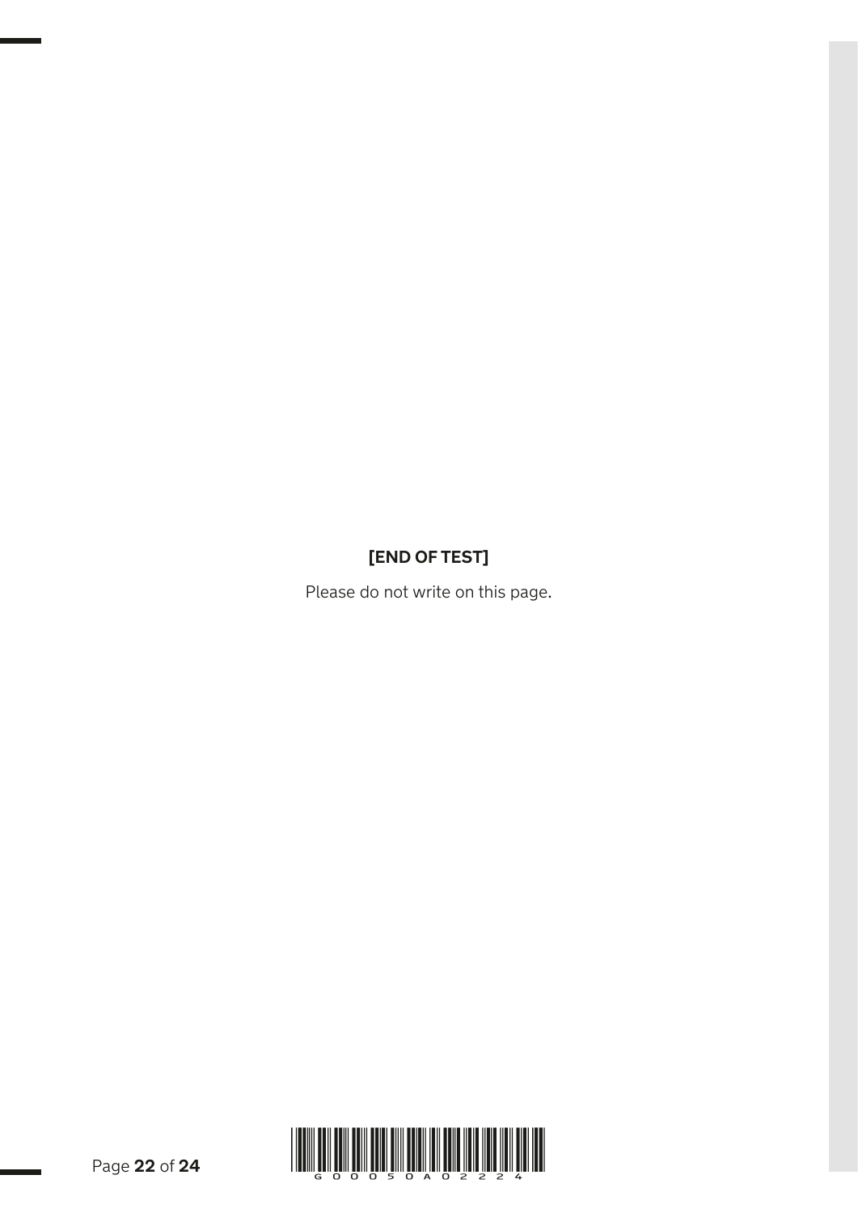**[END OF TEST]**

Please do not write on this page.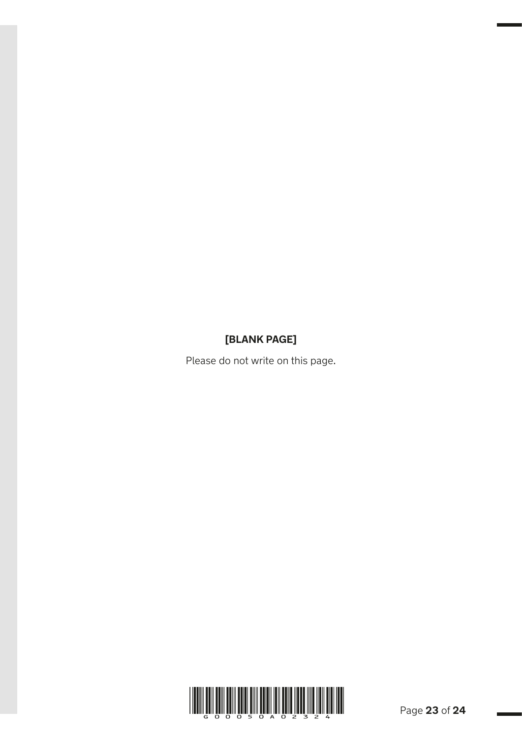**[BLANK PAGE]**

Please do not write on this page.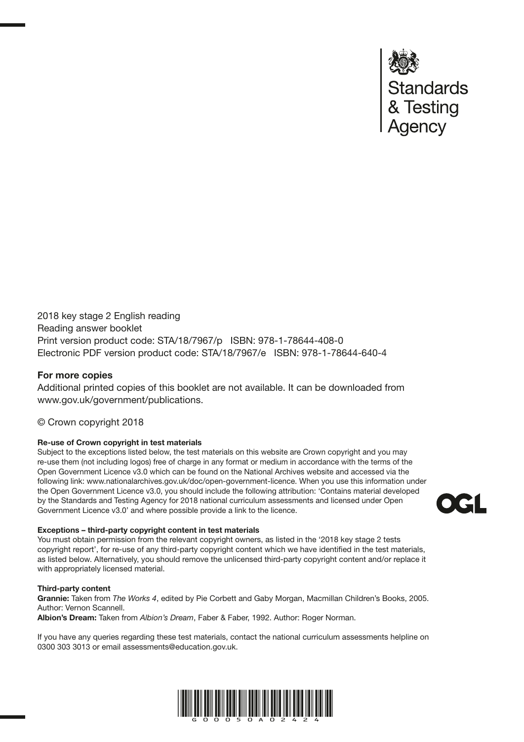Standards
& Testing
Agency

2018 key stage 2 English reading
Reading answer booklet
Print version product code: STA/18/7967/p ISBN: 978-1-78644-408-0
Electronic PDF version product code: STA/18/7967/e ISBN: 978-1-78644-640-4

**For more copies**

Additional printed copies of this booklet are not available. It can be downloaded from www.gov.uk/government/publications.

© Crown copyright 2018

**Re-use of Crown copyright in test materials**

Subject to the exceptions listed below, the test materials on this website are Crown copyright and you may re-use them (not including logos) free of charge in any format or medium in accordance with the terms of the Open Government Licence v3.0 which can be found on the National Archives website and accessed via the following link: www.nationalarchives.gov.uk/doc/open-government-licence. When you use this information under the Open Government Licence v3.0, you should include the following attribution: 'Contains material developed by the Standards and Testing Agency for 2018 national curriculum assessments and licensed under Open Government Licence v3.0' and where possible provide a link to the licence.

OGL

**Exceptions – third-party copyright content in test materials**

You must obtain permission from the relevant copyright owners, as listed in the '2018 key stage 2 tests copyright report', for re-use of any third-party copyright content which we have identified in the test materials, as listed below. Alternatively, you should remove the unlicensed third-party copyright content and/or replace it with appropriately licensed material.

**Third-party content**

**Grannie:** Taken from *The Works 4*, edited by Pie Corbett and Gaby Morgan, Macmillan Children's Books, 2005. Author: Vernon Scannell.

**Albion's Dream:** Taken from *Albion's Dream*, Faber & Faber, 1992. Author: Roger Norman.

If you have any queries regarding these test materials, contact the national curriculum assessments helpline on 0300 303 3013 or email assessments@education.gov.uk.

G00050A02424